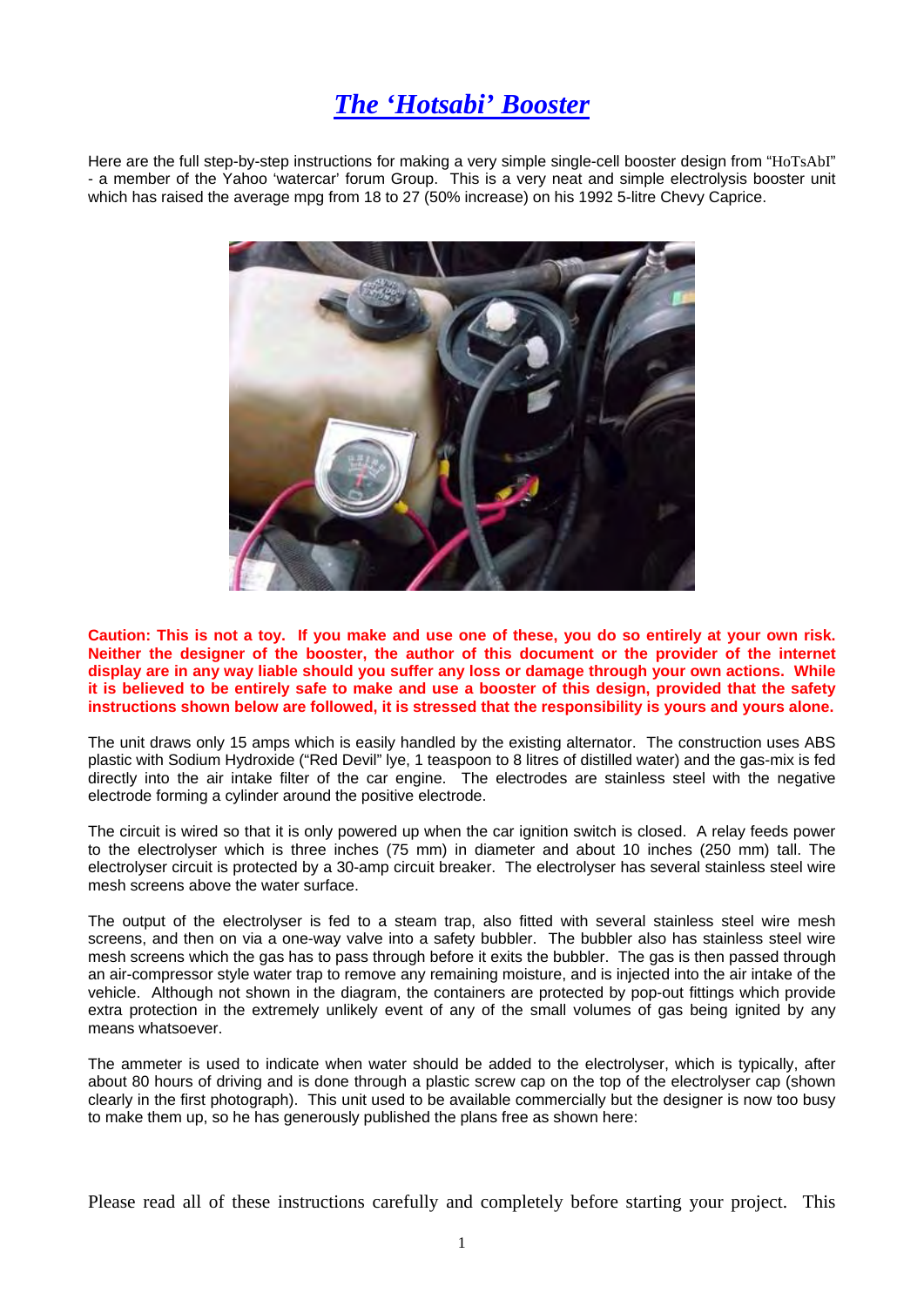# *The 'Hotsabi' Booster*

Here are the full step-by-step instructions for making a very simple single-cell booster design from "HoTsAbI" - a member of the Yahoo 'watercar' forum Group. This is a very neat and simple electrolysis booster unit which has raised the average mpg from 18 to 27 (50% increase) on his 1992 5-litre Chevy Caprice.

**Caution: This is not a toy. If you make and use one of these, you do so entirely at your own risk. Neither the designer of the booster, the author of this document or the provider of the internet display are in any way liable should you suffer any loss or damage through your own actions. While it is believed to be entirely safe to make and use a booster of this design, provided that the safety instructions shown below are followed, it is stressed that the responsibility is yours and yours alone.**

The unit draws only 15 amps which is easily handled by the existing alternator. The construction uses ABS plastic with Sodium Hydroxide ("Red Devil" lye, 1 teaspoon to 8 litres of distilled water) and the gas-mix is fed directly into the air intake filter of the car engine. The electrodes are stainless steel with the negative electrode forming a cylinder around the positive electrode.

The circuit is wired so that it is only powered up when the car ignition switch is closed. A relay feeds power to the electrolyser which is three inches (75 mm) in diameter and about 10 inches (250 mm) tall. The electrolyser circuit is protected by a 30-amp circuit breaker. The electrolyser has several stainless steel wire mesh screens above the water surface.

The output of the electrolyser is fed to a steam trap, also fitted with several stainless steel wire mesh screens, and then on via a one-way valve into a safety bubbler. The bubbler also has stainless steel wire mesh screens which the gas has to pass through before it exits the bubbler. The gas is then passed through an air-compressor style water trap to remove any remaining moisture, and is injected into the air intake of the vehicle. Although not shown in the diagram, the containers are protected by pop-out fittings which provide extra protection in the extremely unlikely event of any of the small volumes of gas being ignited by any means whatsoever.

The ammeter is used to indicate when water should be added to the electrolyser, which is typically, after about 80 hours of driving and is done through a plastic screw cap on the top of the electrolyser cap (shown clearly in the first photograph). This unit used to be available commercially but the designer is now too busy to make them up, so he has generously published the plans free as shown here:

Please read all of these instructions carefully and completely before starting your project. This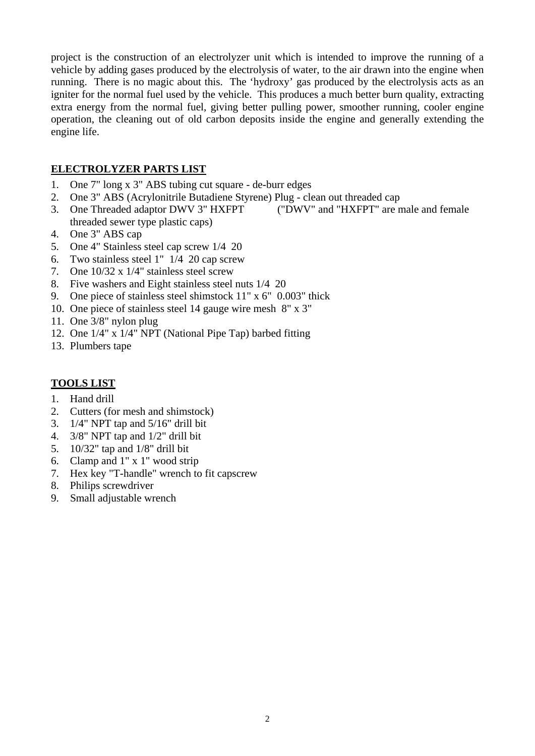project is the construction of an electrolyzer unit which is intended to improve the running of a vehicle by adding gases produced by the electrolysis of water, to the air drawn into the engine when running. There is no magic about this. The 'hydroxy' gas produced by the electrolysis acts as an igniter for the normal fuel used by the vehicle. This produces a much better burn quality, extracting extra energy from the normal fuel, giving better pulling power, smoother running, cooler engine operation, the cleaning out of old carbon deposits inside the engine and generally extending the engine life.

## ELECTROLYZER PARTS LIST

1. One 7" long x 3" ABS tubing cut square - de-burr edges
2. One 3" ABS (Acrylonitrile Butadiene Styrene) Plug - clean out threaded cap
3. One Threaded adaptor DWV 3" HXFPT ("DWV" and "HXFPT" are male and female threaded sewer type plastic caps)
4. One 3" ABS cap
5. One 4" Stainless steel cap screw 1/4 20
6. Two stainless steel 1" 1/4 20 cap screw
7. One 10/32 x 1/4" stainless steel screw
8. Five washers and Eight stainless steel nuts 1/4 20
9. One piece of stainless steel shimstock 11" x 6" 0.003" thick
10. One piece of stainless steel 14 gauge wire mesh 8" x 3"
11. One 3/8" nylon plug
12. One 1/4" x 1/4" NPT (National Pipe Tap) barbed fitting
13. Plumbers tape

## TOOLS LIST

1. Hand drill
2. Cutters (for mesh and shimstock)
3. 1/4" NPT tap and 5/16" drill bit
4. 3/8" NPT tap and 1/2" drill bit
5. 10/32" tap and 1/8" drill bit
6. Clamp and 1" x 1" wood strip
7. Hex key "T-handle" wrench to fit capscrew
8. Philips screwdriver
9. Small adjustable wrench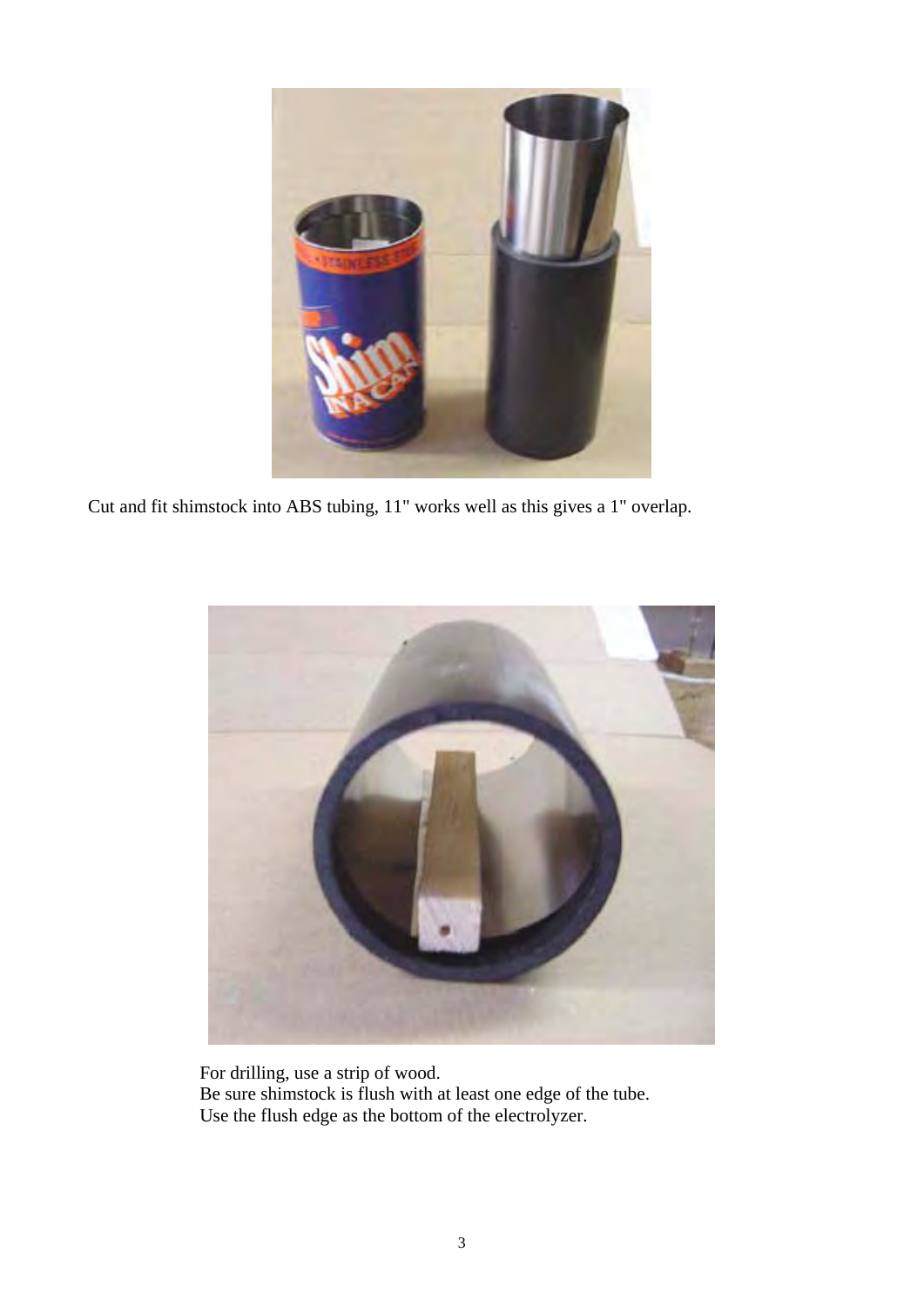Cut and fit shimstock into ABS tubing, 11" works well as this gives a 1" overlap.

For drilling, use a strip of wood.
Be sure shimstock is flush with at least one edge of the tube.
Use the flush edge as the bottom of the electrolyzer.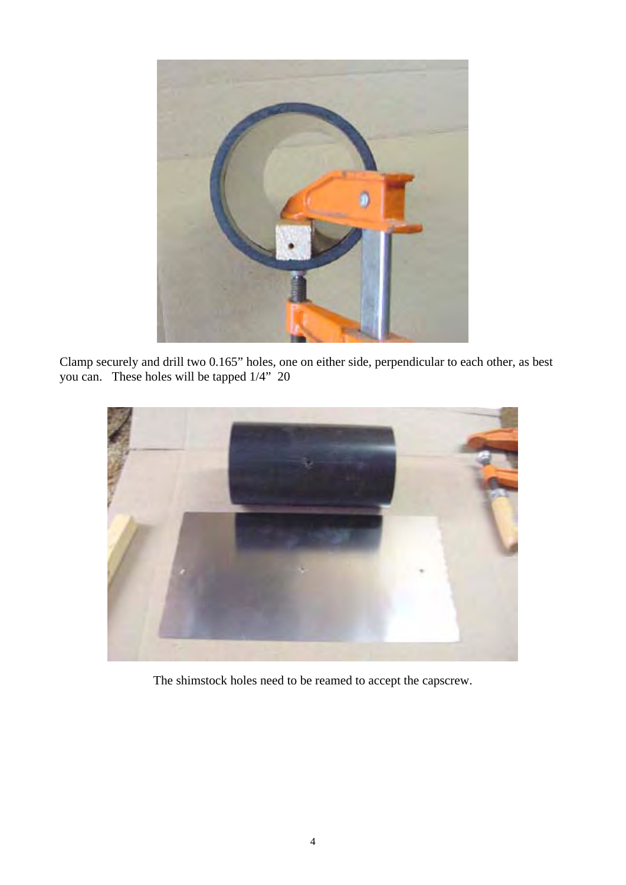Clamp securely and drill two 0.165” holes, one on either side, perpendicular to each other, as best you can. These holes will be tapped 1/4” 20

The shimstock holes need to be reamed to accept the capscrew.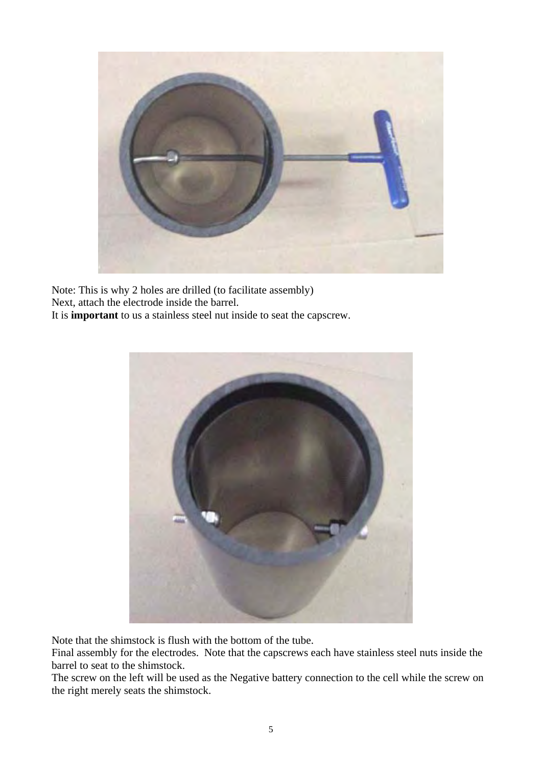Note: This is why 2 holes are drilled (to facilitate assembly)
Next, attach the electrode inside the barrel.
It is **important** to us a stainless steel nut inside to seat the capscrew.

Note that the shimstock is flush with the bottom of the tube.
Final assembly for the electrodes. Note that the capscrews each have stainless steel nuts inside the barrel to seat to the shimstock.
The screw on the left will be used as the Negative battery connection to the cell while the screw on the right merely seats the shimstock.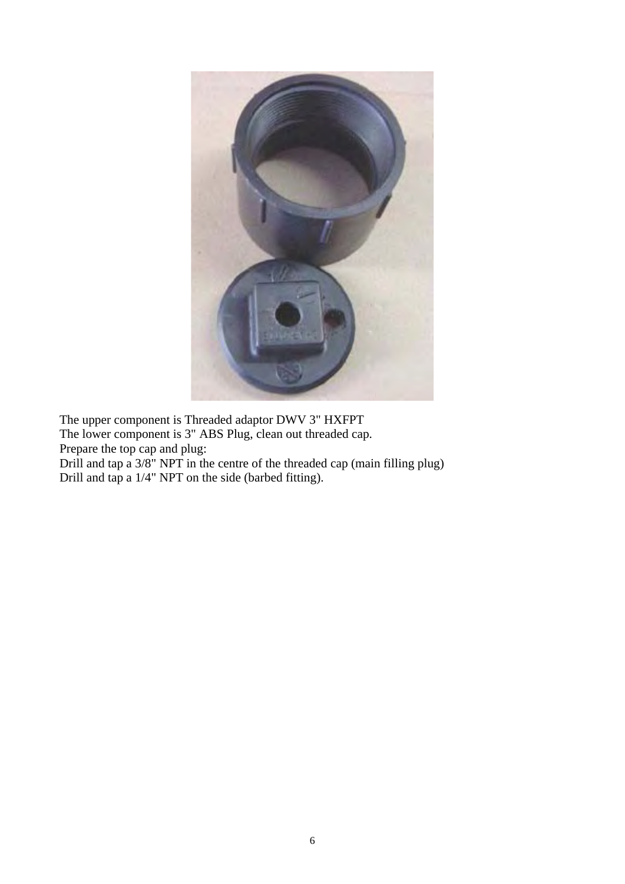The upper component is Threaded adaptor DWV 3" HXFPT
The lower component is 3" ABS Plug, clean out threaded cap.
Prepare the top cap and plug:
Drill and tap a 3/8" NPT in the centre of the threaded cap (main filling plug)
Drill and tap a 1/4" NPT on the side (barbed fitting).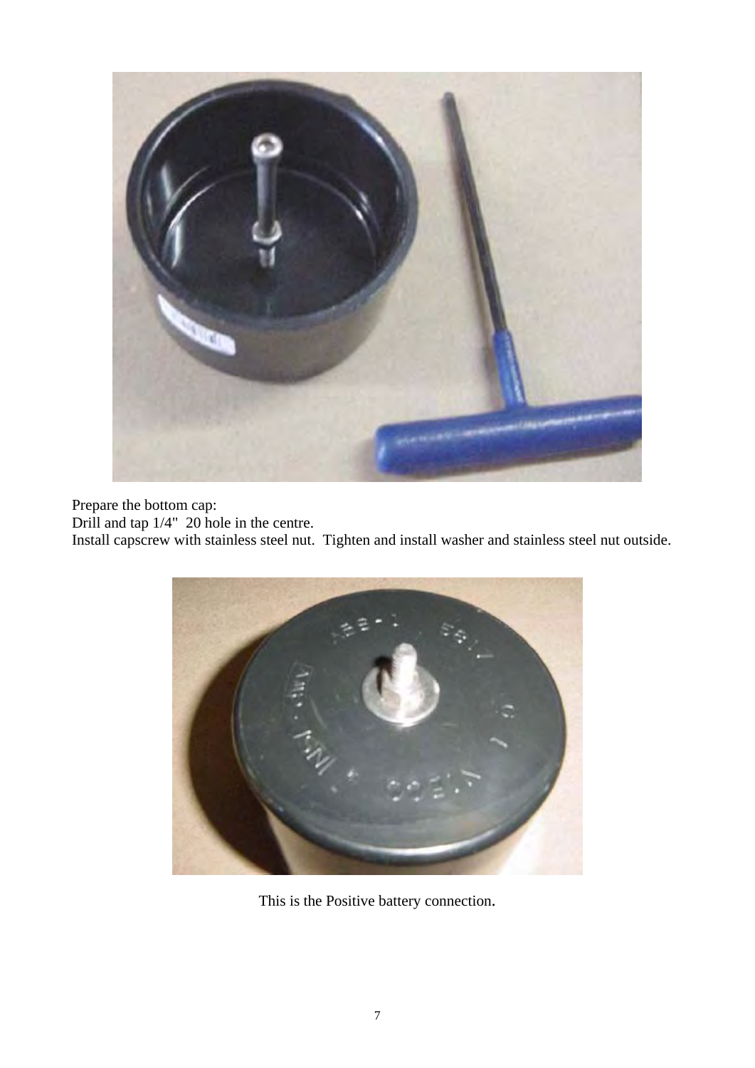Prepare the bottom cap:
Drill and tap 1/4"  20 hole in the centre.
Install capscrew with stainless steel nut.  Tighten and install washer and stainless steel nut outside.

This is the Positive battery connection.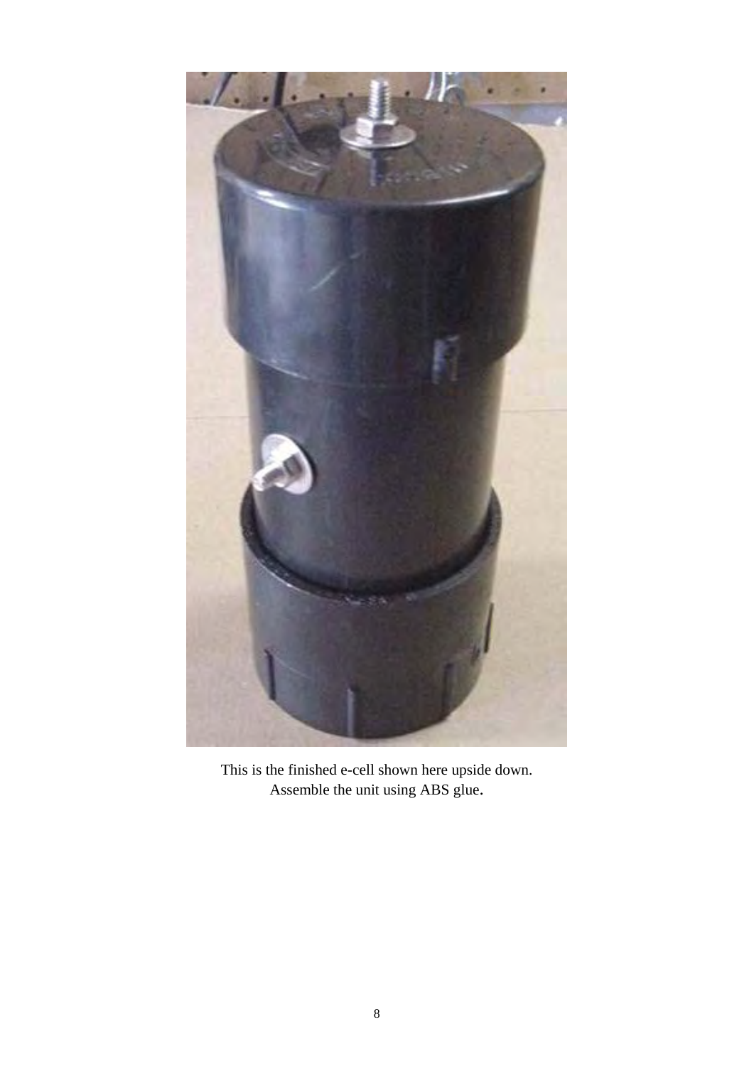This is the finished e-cell shown here upside down.
Assemble the unit using ABS glue.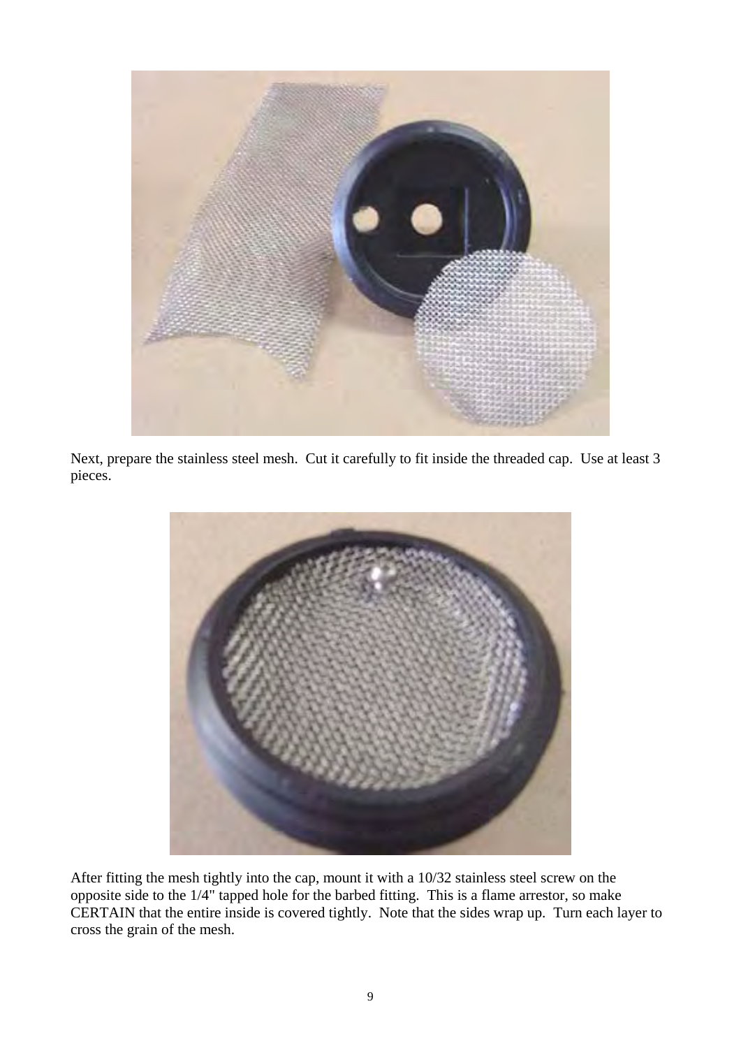Next, prepare the stainless steel mesh. Cut it carefully to fit inside the threaded cap. Use at least 3 pieces.

After fitting the mesh tightly into the cap, mount it with a 10/32 stainless steel screw on the opposite side to the 1/4" tapped hole for the barbed fitting. This is a flame arrestor, so make CERTAIN that the entire inside is covered tightly. Note that the sides wrap up. Turn each layer to cross the grain of the mesh.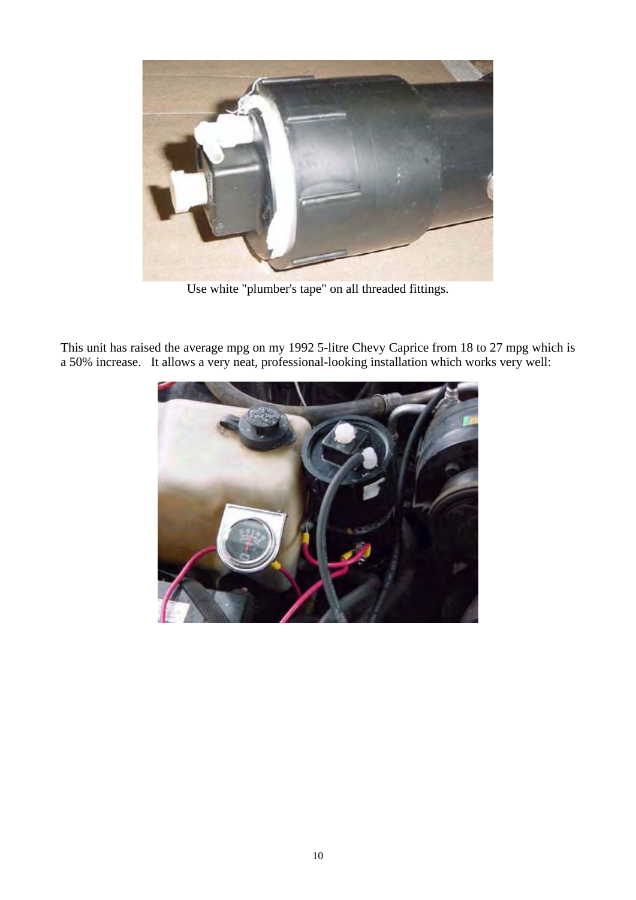Use white "plumber's tape" on all threaded fittings.

This unit has raised the average mpg on my 1992 5-litre Chevy Caprice from 18 to 27 mpg which is a 50% increase. It allows a very neat, professional-looking installation which works very well: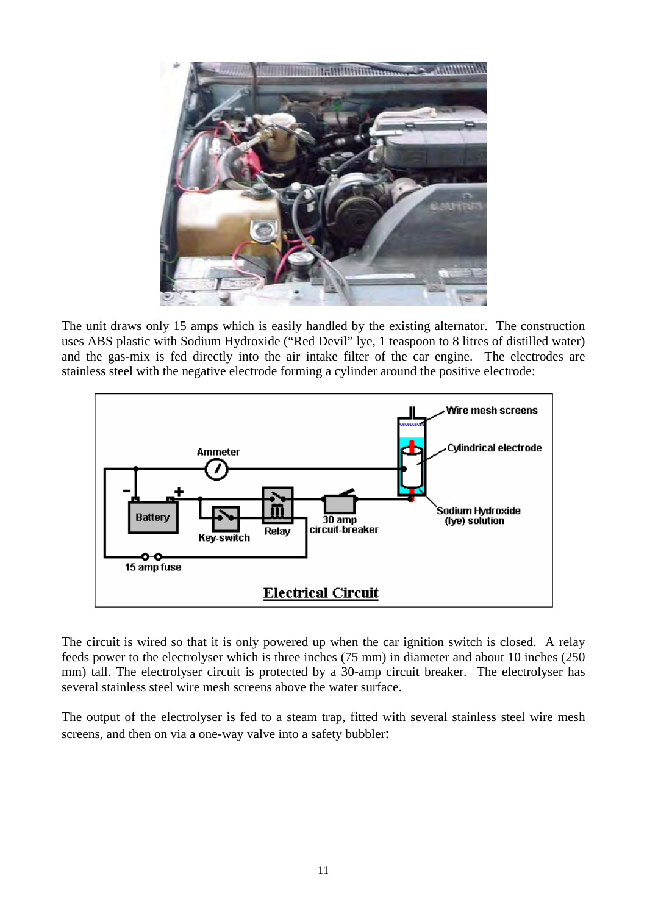The unit draws only 15 amps which is easily handled by the existing alternator. The construction uses ABS plastic with Sodium Hydroxide ("Red Devil" lye, 1 teaspoon to 8 litres of distilled water) and the gas-mix is fed directly into the air intake filter of the car engine. The electrodes are stainless steel with the negative electrode forming a cylinder around the positive electrode:

The circuit is wired so that it is only powered up when the car ignition switch is closed. A relay feeds power to the electrolyser which is three inches (75 mm) in diameter and about 10 inches (250 mm) tall. The electrolyser circuit is protected by a 30-amp circuit breaker. The electrolyser has several stainless steel wire mesh screens above the water surface.

The output of the electrolyser is fed to a steam trap, fitted with several stainless steel wire mesh screens, and then on via a one-way valve into a safety bubbler: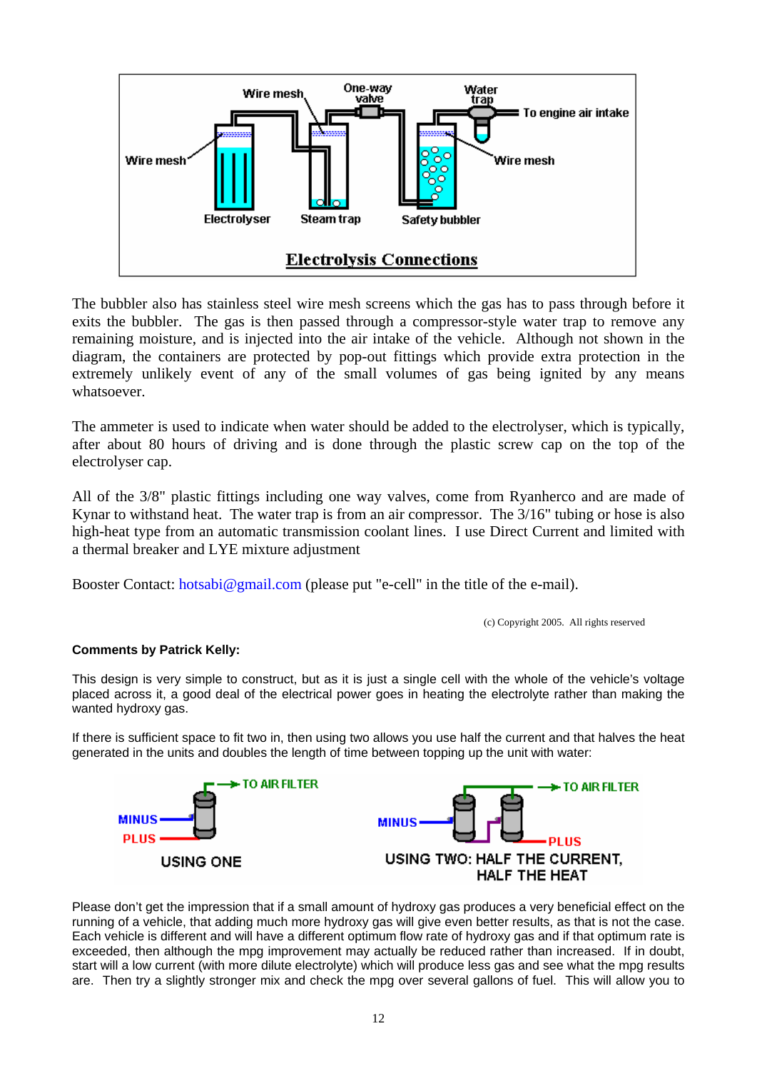The bubbler also has stainless steel wire mesh screens which the gas has to pass through before it exits the bubbler. The gas is then passed through a compressor-style water trap to remove any remaining moisture, and is injected into the air intake of the vehicle. Although not shown in the diagram, the containers are protected by pop-out fittings which provide extra protection in the extremely unlikely event of any of the small volumes of gas being ignited by any means whatsoever.

The ammeter is used to indicate when water should be added to the electrolyser, which is typically, after about 80 hours of driving and is done through the plastic screw cap on the top of the electrolyser cap.

All of the 3/8" plastic fittings including one way valves, come from Ryanherco and are made of Kynar to withstand heat. The water trap is from an air compressor. The 3/16" tubing or hose is also high-heat type from an automatic transmission coolant lines. I use Direct Current and limited with a thermal breaker and LYE mixture adjustment

Booster Contact: hotsabi@gmail.com (please put "e-cell" in the title of the e-mail).

(c) Copyright 2005. All rights reserved

**Comments by Patrick Kelly:**

This design is very simple to construct, but as it is just a single cell with the whole of the vehicle's voltage placed across it, a good deal of the electrical power goes in heating the electrolyte rather than making the wanted hydroxy gas.

If there is sufficient space to fit two in, then using two allows you use half the current and that halves the heat generated in the units and doubles the length of time between topping up the unit with water:

Please don't get the impression that if a small amount of hydroxy gas produces a very beneficial effect on the running of a vehicle, that adding much more hydroxy gas will give even better results, as that is not the case. Each vehicle is different and will have a different optimum flow rate of hydroxy gas and if that optimum rate is exceeded, then although the mpg improvement may actually be reduced rather than increased. If in doubt, start will a low current (with more dilute electrolyte) which will produce less gas and see what the mpg results are. Then try a slightly stronger mix and check the mpg over several gallons of fuel. This will allow you to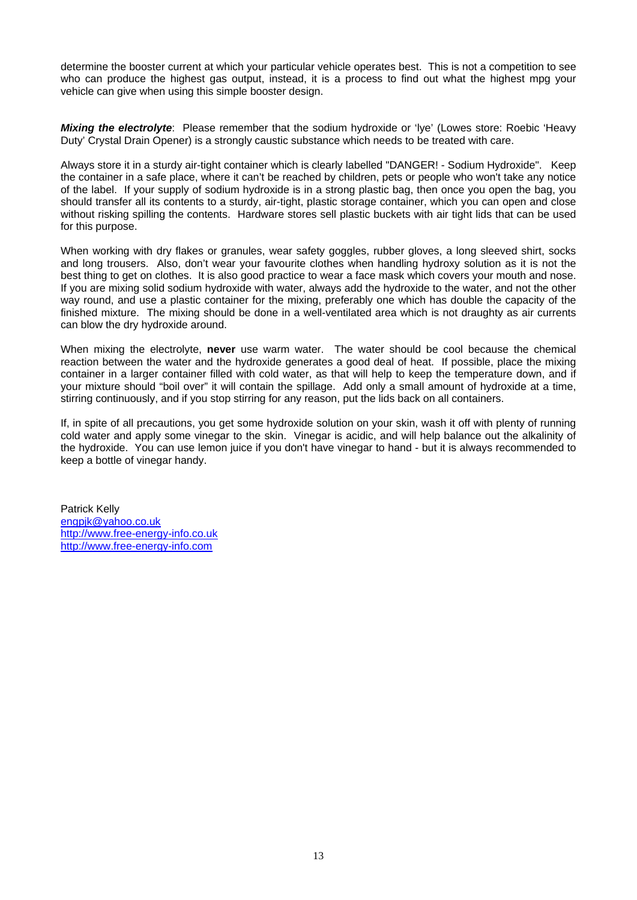determine the booster current at which your particular vehicle operates best. This is not a competition to see who can produce the highest gas output, instead, it is a process to find out what the highest mpg your vehicle can give when using this simple booster design.

***Mixing the electrolyte***: Please remember that the sodium hydroxide or 'lye' (Lowes store: Roebic 'Heavy Duty' Crystal Drain Opener) is a strongly caustic substance which needs to be treated with care.

Always store it in a sturdy air-tight container which is clearly labelled "DANGER! - Sodium Hydroxide". Keep the container in a safe place, where it can't be reached by children, pets or people who won't take any notice of the label. If your supply of sodium hydroxide is in a strong plastic bag, then once you open the bag, you should transfer all its contents to a sturdy, air-tight, plastic storage container, which you can open and close without risking spilling the contents. Hardware stores sell plastic buckets with air tight lids that can be used for this purpose.

When working with dry flakes or granules, wear safety goggles, rubber gloves, a long sleeved shirt, socks and long trousers. Also, don't wear your favourite clothes when handling hydroxy solution as it is not the best thing to get on clothes. It is also good practice to wear a face mask which covers your mouth and nose. If you are mixing solid sodium hydroxide with water, always add the hydroxide to the water, and not the other way round, and use a plastic container for the mixing, preferably one which has double the capacity of the finished mixture. The mixing should be done in a well-ventilated area which is not draughty as air currents can blow the dry hydroxide around.

When mixing the electrolyte, **never** use warm water. The water should be cool because the chemical reaction between the water and the hydroxide generates a good deal of heat. If possible, place the mixing container in a larger container filled with cold water, as that will help to keep the temperature down, and if your mixture should "boil over" it will contain the spillage. Add only a small amount of hydroxide at a time, stirring continuously, and if you stop stirring for any reason, put the lids back on all containers.

If, in spite of all precautions, you get some hydroxide solution on your skin, wash it off with plenty of running cold water and apply some vinegar to the skin. Vinegar is acidic, and will help balance out the alkalinity of the hydroxide. You can use lemon juice if you don't have vinegar to hand - but it is always recommended to keep a bottle of vinegar handy.

Patrick Kelly
engpjk@yahoo.co.uk
http://www.free-energy-info.co.uk
http://www.free-energy-info.com